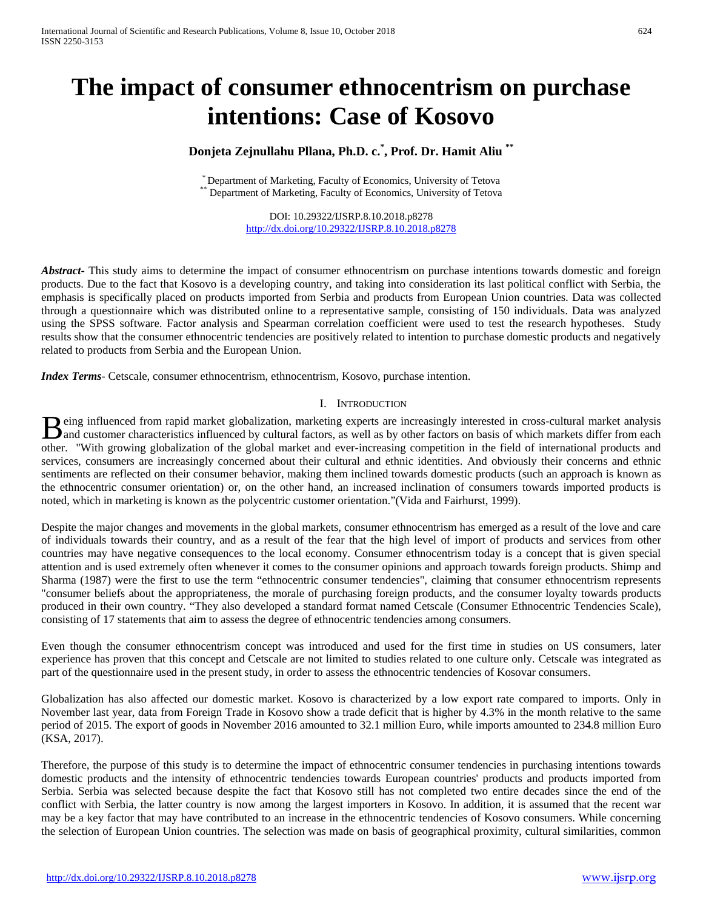# The impact of consumer ethnocentrism on purchase intentions: Case of Kosovo

**Donjeta Zejnullahu Pllana, Ph.D. c.[*], Prof. Dr. Hamit Aliu [**]**

[*] Department of Marketing, Faculty of Economics, University of Tetova
[**] Department of Marketing, Faculty of Economics, University of Tetova

DOI: 10.29322/IJSRP.8.10.2018.p8278
http://dx.doi.org/10.29322/IJSRP.8.10.2018.p8278

***Abstract***- This study aims to determine the impact of consumer ethnocentrism on purchase intentions towards domestic and foreign products. Due to the fact that Kosovo is a developing country, and taking into consideration its last political conflict with Serbia, the emphasis is specifically placed on products imported from Serbia and products from European Union countries. Data was collected through a questionnaire which was distributed online to a representative sample, consisting of 150 individuals. Data was analyzed using the SPSS software. Factor analysis and Spearman correlation coefficient were used to test the research hypotheses. Study results show that the consumer ethnocentric tendencies are positively related to intention to purchase domestic products and negatively related to products from Serbia and the European Union.

***Index Terms***- Cetscale, consumer ethnocentrism, ethnocentrism, Kosovo, purchase intention.

## I. Introduction

Being influenced from rapid market globalization, marketing experts are increasingly interested in cross-cultural market analysis and customer characteristics influenced by cultural factors, as well as by other factors on basis of which markets differ from each other. "With growing globalization of the global market and ever-increasing competition in the field of international products and services, consumers are increasingly concerned about their cultural and ethnic identities. And obviously their concerns and ethnic sentiments are reflected on their consumer behavior, making them inclined towards domestic products (such an approach is known as the ethnocentric consumer orientation) or, on the other hand, an increased inclination of consumers towards imported products is noted, which in marketing is known as the polycentric customer orientation."(Vida and Fairhurst, 1999).

Despite the major changes and movements in the global markets, consumer ethnocentrism has emerged as a result of the love and care of individuals towards their country, and as a result of the fear that the high level of import of products and services from other countries may have negative consequences to the local economy. Consumer ethnocentrism today is a concept that is given special attention and is used extremely often whenever it comes to the consumer opinions and approach towards foreign products. Shimp and Sharma (1987) were the first to use the term "ethnocentric consumer tendencies", claiming that consumer ethnocentrism represents "consumer beliefs about the appropriateness, the morale of purchasing foreign products, and the consumer loyalty towards products produced in their own country. "They also developed a standard format named Cetscale (Consumer Ethnocentric Tendencies Scale), consisting of 17 statements that aim to assess the degree of ethnocentric tendencies among consumers.

Even though the consumer ethnocentrism concept was introduced and used for the first time in studies on US consumers, later experience has proven that this concept and Cetscale are not limited to studies related to one culture only. Cetscale was integrated as part of the questionnaire used in the present study, in order to assess the ethnocentric tendencies of Kosovar consumers.

Globalization has also affected our domestic market. Kosovo is characterized by a low export rate compared to imports. Only in November last year, data from Foreign Trade in Kosovo show a trade deficit that is higher by 4.3% in the month relative to the same period of 2015. The export of goods in November 2016 amounted to 32.1 million Euro, while imports amounted to 234.8 million Euro (KSA, 2017).

Therefore, the purpose of this study is to determine the impact of ethnocentric consumer tendencies in purchasing intentions towards domestic products and the intensity of ethnocentric tendencies towards European countries' products and products imported from Serbia. Serbia was selected because despite the fact that Kosovo still has not completed two entire decades since the end of the conflict with Serbia, the latter country is now among the largest importers in Kosovo. In addition, it is assumed that the recent war may be a key factor that may have contributed to an increase in the ethnocentric tendencies of Kosovo consumers. While concerning the selection of European Union countries. The selection was made on basis of geographical proximity, cultural similarities, common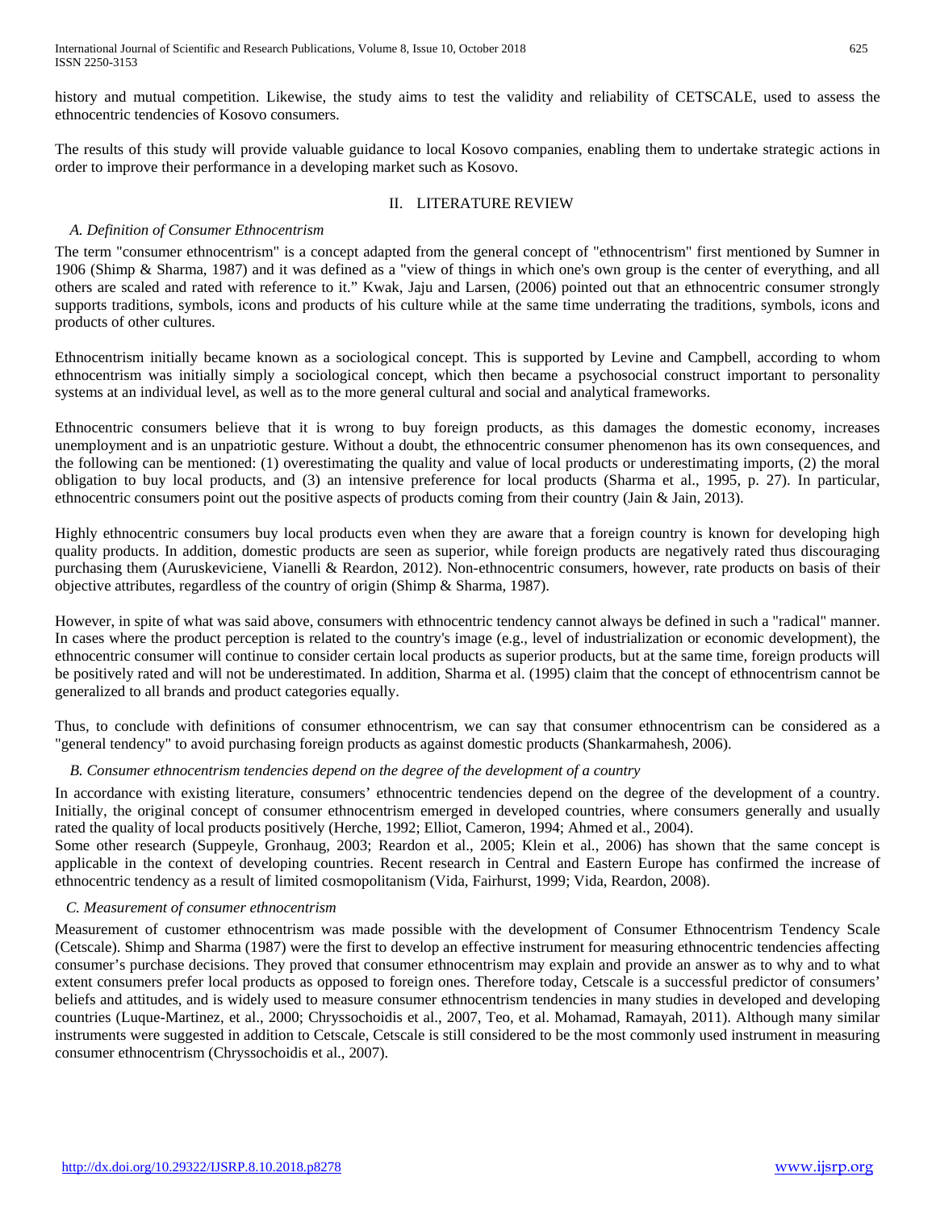history and mutual competition. Likewise, the study aims to test the validity and reliability of CETSCALE, used to assess the ethnocentric tendencies of Kosovo consumers.

The results of this study will provide valuable guidance to local Kosovo companies, enabling them to undertake strategic actions in order to improve their performance in a developing market such as Kosovo.

## II. LITERATURE REVIEW

### *A. Definition of Consumer Ethnocentrism*

The term "consumer ethnocentrism" is a concept adapted from the general concept of "ethnocentrism" first mentioned by Sumner in 1906 (Shimp & Sharma, 1987) and it was defined as a "view of things in which one's own group is the center of everything, and all others are scaled and rated with reference to it." Kwak, Jaju and Larsen, (2006) pointed out that an ethnocentric consumer strongly supports traditions, symbols, icons and products of his culture while at the same time underrating the traditions, symbols, icons and products of other cultures.

Ethnocentrism initially became known as a sociological concept. This is supported by Levine and Campbell, according to whom ethnocentrism was initially simply a sociological concept, which then became a psychosocial construct important to personality systems at an individual level, as well as to the more general cultural and social and analytical frameworks.

Ethnocentric consumers believe that it is wrong to buy foreign products, as this damages the domestic economy, increases unemployment and is an unpatriotic gesture. Without a doubt, the ethnocentric consumer phenomenon has its own consequences, and the following can be mentioned: (1) overestimating the quality and value of local products or underestimating imports, (2) the moral obligation to buy local products, and (3) an intensive preference for local products (Sharma et al., 1995, p. 27). In particular, ethnocentric consumers point out the positive aspects of products coming from their country (Jain & Jain, 2013).

Highly ethnocentric consumers buy local products even when they are aware that a foreign country is known for developing high quality products. In addition, domestic products are seen as superior, while foreign products are negatively rated thus discouraging purchasing them (Auruskeviciene, Vianelli & Reardon, 2012). Non-ethnocentric consumers, however, rate products on basis of their objective attributes, regardless of the country of origin (Shimp & Sharma, 1987).

However, in spite of what was said above, consumers with ethnocentric tendency cannot always be defined in such a "radical" manner. In cases where the product perception is related to the country's image (e.g., level of industrialization or economic development), the ethnocentric consumer will continue to consider certain local products as superior products, but at the same time, foreign products will be positively rated and will not be underestimated. In addition, Sharma et al. (1995) claim that the concept of ethnocentrism cannot be generalized to all brands and product categories equally.

Thus, to conclude with definitions of consumer ethnocentrism, we can say that consumer ethnocentrism can be considered as a "general tendency" to avoid purchasing foreign products as against domestic products (Shankarmahesh, 2006).

### *B. Consumer ethnocentrism tendencies depend on the degree of the development of a country*

In accordance with existing literature, consumers' ethnocentric tendencies depend on the degree of the development of a country. Initially, the original concept of consumer ethnocentrism emerged in developed countries, where consumers generally and usually rated the quality of local products positively (Herche, 1992; Elliot, Cameron, 1994; Ahmed et al., 2004).
Some other research (Suppeyle, Gronhaug, 2003; Reardon et al., 2005; Klein et al., 2006) has shown that the same concept is applicable in the context of developing countries. Recent research in Central and Eastern Europe has confirmed the increase of ethnocentric tendency as a result of limited cosmopolitanism (Vida, Fairhurst, 1999; Vida, Reardon, 2008).

### *C. Measurement of consumer ethnocentrism*

Measurement of customer ethnocentrism was made possible with the development of Consumer Ethnocentrism Tendency Scale (Cetscale). Shimp and Sharma (1987) were the first to develop an effective instrument for measuring ethnocentric tendencies affecting consumer's purchase decisions. They proved that consumer ethnocentrism may explain and provide an answer as to why and to what extent consumers prefer local products as opposed to foreign ones. Therefore today, Cetscale is a successful predictor of consumers' beliefs and attitudes, and is widely used to measure consumer ethnocentrism tendencies in many studies in developed and developing countries (Luque-Martinez, et al., 2000; Chryssochoidis et al., 2007, Teo, et al. Mohamad, Ramayah, 2011). Although many similar instruments were suggested in addition to Cetscale, Cetscale is still considered to be the most commonly used instrument in measuring consumer ethnocentrism (Chryssochoidis et al., 2007).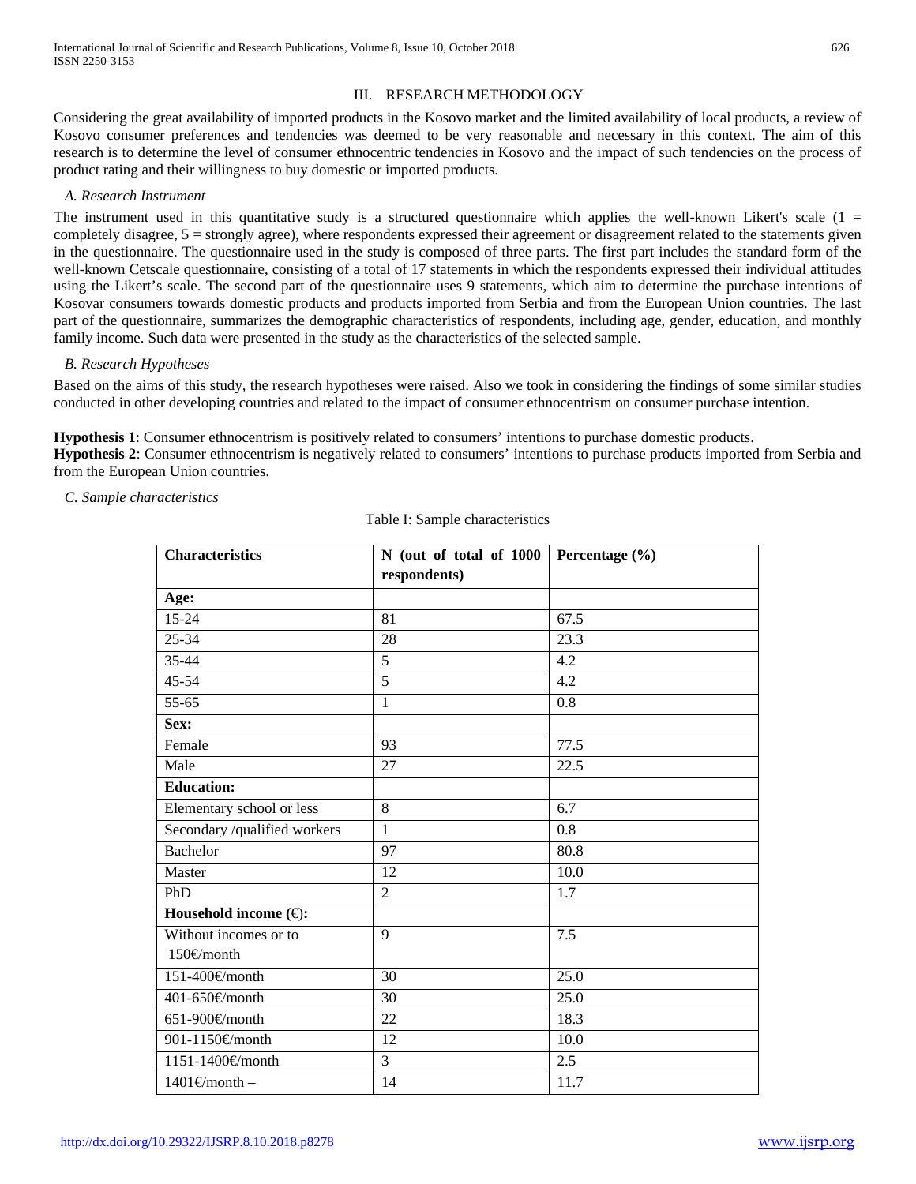## III. RESEARCH METHODOLOGY

Considering the great availability of imported products in the Kosovo market and the limited availability of local products, a review of Kosovo consumer preferences and tendencies was deemed to be very reasonable and necessary in this context. The aim of this research is to determine the level of consumer ethnocentric tendencies in Kosovo and the impact of such tendencies on the process of product rating and their willingness to buy domestic or imported products.

### *A. Research Instrument*

The instrument used in this quantitative study is a structured questionnaire which applies the well-known Likert's scale (1 = completely disagree, 5 = strongly agree), where respondents expressed their agreement or disagreement related to the statements given in the questionnaire. The questionnaire used in the study is composed of three parts. The first part includes the standard form of the well-known Cetscale questionnaire, consisting of a total of 17 statements in which the respondents expressed their individual attitudes using the Likert's scale. The second part of the questionnaire uses 9 statements, which aim to determine the purchase intentions of Kosovar consumers towards domestic products and products imported from Serbia and from the European Union countries. The last part of the questionnaire, summarizes the demographic characteristics of respondents, including age, gender, education, and monthly family income. Such data were presented in the study as the characteristics of the selected sample.

### *B. Research Hypotheses*

Based on the aims of this study, the research hypotheses were raised. Also we took in considering the findings of some similar studies conducted in other developing countries and related to the impact of consumer ethnocentrism on consumer purchase intention.

**Hypothesis 1**: Consumer ethnocentrism is positively related to consumers' intentions to purchase domestic products.
**Hypothesis 2**: Consumer ethnocentrism is negatively related to consumers' intentions to purchase products imported from Serbia and from the European Union countries.

### *C. Sample characteristics*

Table I: Sample characteristics

| **Characteristics** | **N (out of total of 1000 respondents)** | **Percentage (%)** |
|---|---|---|
| **Age:** | | |
| 15-24 | 81 | 67.5 |
| 25-34 | 28 | 23.3 |
| 35-44 | 5 | 4.2 |
| 45-54 | 5 | 4.2 |
| 55-65 | 1 | 0.8 |
| **Sex:** | | |
| Female | 93 | 77.5 |
| Male | 27 | 22.5 |
| **Education:** | | |
| Elementary school or less | 8 | 6.7 |
| Secondary /qualified workers | 1 | 0.8 |
| Bachelor | 97 | 80.8 |
| Master | 12 | 10.0 |
| PhD | 2 | 1.7 |
| **Household income (€):** | | |
| Without incomes or to 150€/month | 9 | 7.5 |
| 151-400€/month | 30 | 25.0 |
| 401-650€/month | 30 | 25.0 |
| 651-900€/month | 22 | 18.3 |
| 901-1150€/month | 12 | 10.0 |
| 1151-1400€/month | 3 | 2.5 |
| 1401€/month – | 14 | 11.7 |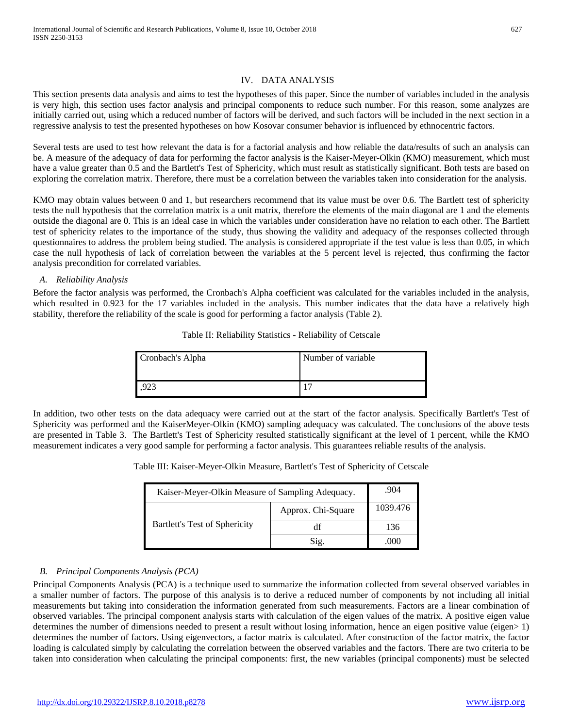## IV. Data Analysis

This section presents data analysis and aims to test the hypotheses of this paper. Since the number of variables included in the analysis is very high, this section uses factor analysis and principal components to reduce such number. For this reason, some analyzes are initially carried out, using which a reduced number of factors will be derived, and such factors will be included in the next section in a regressive analysis to test the presented hypotheses on how Kosovar consumer behavior is influenced by ethnocentric factors.

Several tests are used to test how relevant the data is for a factorial analysis and how reliable the data/results of such an analysis can be. A measure of the adequacy of data for performing the factor analysis is the Kaiser-Meyer-Olkin (KMO) measurement, which must have a value greater than 0.5 and the Bartlett's Test of Sphericity, which must result as statistically significant. Both tests are based on exploring the correlation matrix. Therefore, there must be a correlation between the variables taken into consideration for the analysis.

KMO may obtain values between 0 and 1, but researchers recommend that its value must be over 0.6. The Bartlett test of sphericity tests the null hypothesis that the correlation matrix is a unit matrix, therefore the elements of the main diagonal are 1 and the elements outside the diagonal are 0. This is an ideal case in which the variables under consideration have no relation to each other. The Bartlett test of sphericity relates to the importance of the study, thus showing the validity and adequacy of the responses collected through questionnaires to address the problem being studied. The analysis is considered appropriate if the test value is less than 0.05, in which case the null hypothesis of lack of correlation between the variables at the 5 percent level is rejected, thus confirming the factor analysis precondition for correlated variables.

### *A. Reliability Analysis*

Before the factor analysis was performed, the Cronbach's Alpha coefficient was calculated for the variables included in the analysis, which resulted in 0.923 for the 17 variables included in the analysis. This number indicates that the data have a relatively high stability, therefore the reliability of the scale is good for performing a factor analysis (Table 2).

Table II: Reliability Statistics - Reliability of Cetscale

| Cronbach's Alpha | Number of variable |
|---|---|
| ,923 | 17 |

In addition, two other tests on the data adequacy were carried out at the start of the factor analysis. Specifically Bartlett's Test of Sphericity was performed and the KaiserMeyer-Olkin (KMO) sampling adequacy was calculated. The conclusions of the above tests are presented in Table 3. The Bartlett's Test of Sphericity resulted statistically significant at the level of 1 percent, while the KMO measurement indicates a very good sample for performing a factor analysis. This guarantees reliable results of the analysis.

Table III: Kaiser-Meyer-Olkin Measure, Bartlett's Test of Sphericity of Cetscale

| Kaiser-Meyer-Olkin Measure of Sampling Adequacy. | | .904 |
|---|---|---|
| Bartlett's Test of Sphericity | Approx. Chi-Square | 1039.476 |
| | df | 136 |
| | Sig. | .000 |

### *B. Principal Components Analysis (PCA)*

Principal Components Analysis (PCA) is a technique used to summarize the information collected from several observed variables in a smaller number of factors. The purpose of this analysis is to derive a reduced number of components by not including all initial measurements but taking into consideration the information generated from such measurements. Factors are a linear combination of observed variables. The principal component analysis starts with calculation of the eigen values of the matrix. A positive eigen value determines the number of dimensions needed to present a result without losing information, hence an eigen positive value (eigen> 1) determines the number of factors. Using eigenvectors, a factor matrix is calculated. After construction of the factor matrix, the factor loading is calculated simply by calculating the correlation between the observed variables and the factors. There are two criteria to be taken into consideration when calculating the principal components: first, the new variables (principal components) must be selected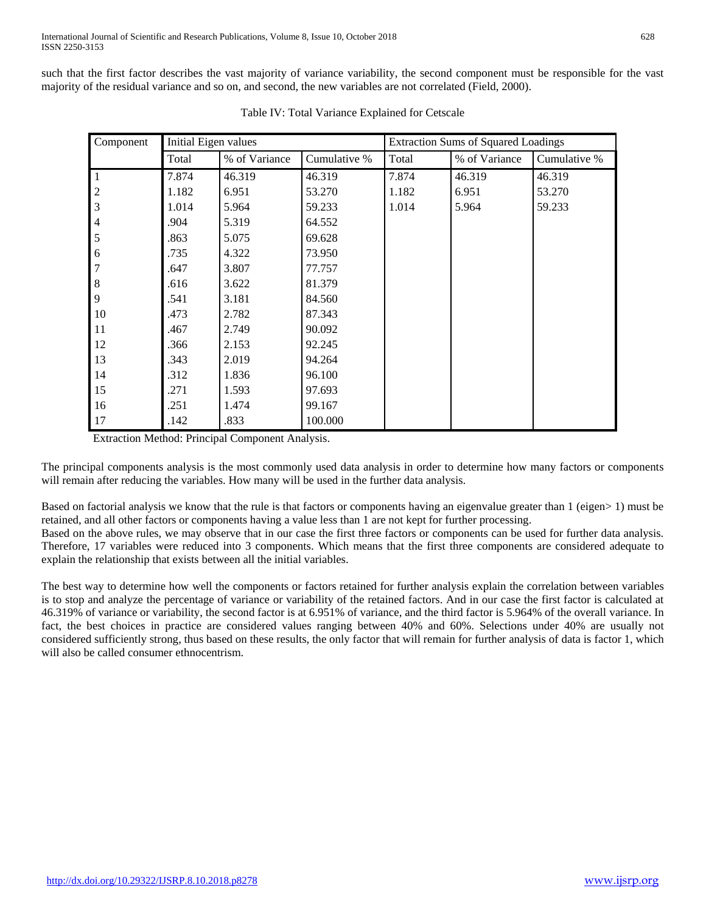such that the first factor describes the vast majority of variance variability, the second component must be responsible for the vast majority of the residual variance and so on, and second, the new variables are not correlated (Field, 2000).

Table IV: Total Variance Explained for Cetscale

| Component | Initial Eigen values | | | Extraction Sums of Squared Loadings | | |
|---|---|---|---|---|---|---|
| | Total | % of Variance | Cumulative % | Total | % of Variance | Cumulative % |
| 1 | 7.874 | 46.319 | 46.319 | 7.874 | 46.319 | 46.319 |
| 2 | 1.182 | 6.951 | 53.270 | 1.182 | 6.951 | 53.270 |
| 3 | 1.014 | 5.964 | 59.233 | 1.014 | 5.964 | 59.233 |
| 4 | .904 | 5.319 | 64.552 | | | |
| 5 | .863 | 5.075 | 69.628 | | | |
| 6 | .735 | 4.322 | 73.950 | | | |
| 7 | .647 | 3.807 | 77.757 | | | |
| 8 | .616 | 3.622 | 81.379 | | | |
| 9 | .541 | 3.181 | 84.560 | | | |
| 10 | .473 | 2.782 | 87.343 | | | |
| 11 | .467 | 2.749 | 90.092 | | | |
| 12 | .366 | 2.153 | 92.245 | | | |
| 13 | .343 | 2.019 | 94.264 | | | |
| 14 | .312 | 1.836 | 96.100 | | | |
| 15 | .271 | 1.593 | 97.693 | | | |
| 16 | .251 | 1.474 | 99.167 | | | |
| 17 | .142 | .833 | 100.000 | | | |

Extraction Method: Principal Component Analysis.

The principal components analysis is the most commonly used data analysis in order to determine how many factors or components will remain after reducing the variables. How many will be used in the further data analysis.

Based on factorial analysis we know that the rule is that factors or components having an eigenvalue greater than 1 (eigen> 1) must be retained, and all other factors or components having a value less than 1 are not kept for further processing.

Based on the above rules, we may observe that in our case the first three factors or components can be used for further data analysis. Therefore, 17 variables were reduced into 3 components. Which means that the first three components are considered adequate to explain the relationship that exists between all the initial variables.

The best way to determine how well the components or factors retained for further analysis explain the correlation between variables is to stop and analyze the percentage of variance or variability of the retained factors. And in our case the first factor is calculated at 46.319% of variance or variability, the second factor is at 6.951% of variance, and the third factor is 5.964% of the overall variance. In fact, the best choices in practice are considered values ranging between 40% and 60%. Selections under 40% are usually not considered sufficiently strong, thus based on these results, the only factor that will remain for further analysis of data is factor 1, which will also be called consumer ethnocentrism.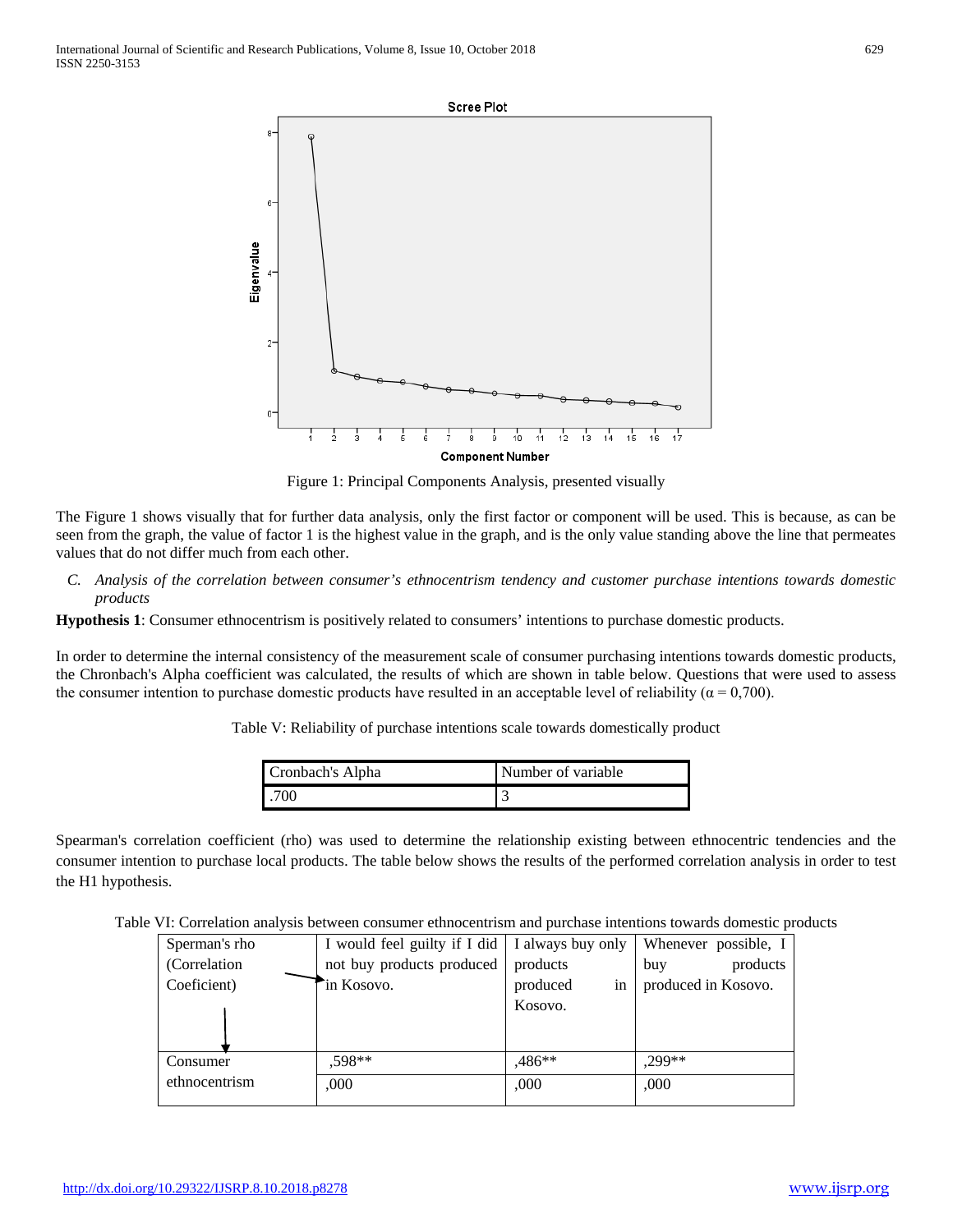Figure 1: Principal Components Analysis, presented visually

The Figure 1 shows visually that for further data analysis, only the first factor or component will be used. This is because, as can be seen from the graph, the value of factor 1 is the highest value in the graph, and is the only value standing above the line that permeates values that do not differ much from each other.

*C. Analysis of the correlation between consumer's ethnocentrism tendency and customer purchase intentions towards domestic products*

**Hypothesis 1**: Consumer ethnocentrism is positively related to consumers' intentions to purchase domestic products.

In order to determine the internal consistency of the measurement scale of consumer purchasing intentions towards domestic products, the Chronbach's Alpha coefficient was calculated, the results of which are shown in table below. Questions that were used to assess the consumer intention to purchase domestic products have resulted in an acceptable level of reliability ($\alpha = 0{,}700$).

Table V: Reliability of purchase intentions scale towards domestically product

| Cronbach's Alpha | Number of variable |
|---|---|
| .700 | 3 |

Spearman's correlation coefficient (rho) was used to determine the relationship existing between ethnocentric tendencies and the consumer intention to purchase local products. The table below shows the results of the performed correlation analysis in order to test the H1 hypothesis.

Table VI: Correlation analysis between consumer ethnocentrism and purchase intentions towards domestic products

| Sperman's rho (Correlation Coeficient) → ↓ | I would feel guilty if I did not buy products produced in Kosovo. | I always buy only products produced in Kosovo. | Whenever possible, I buy products produced in Kosovo. |
|---|---|---|---|
| Consumer ethnocentrism | ,598** | ,486** | ,299** |
| | ,000 | ,000 | ,000 |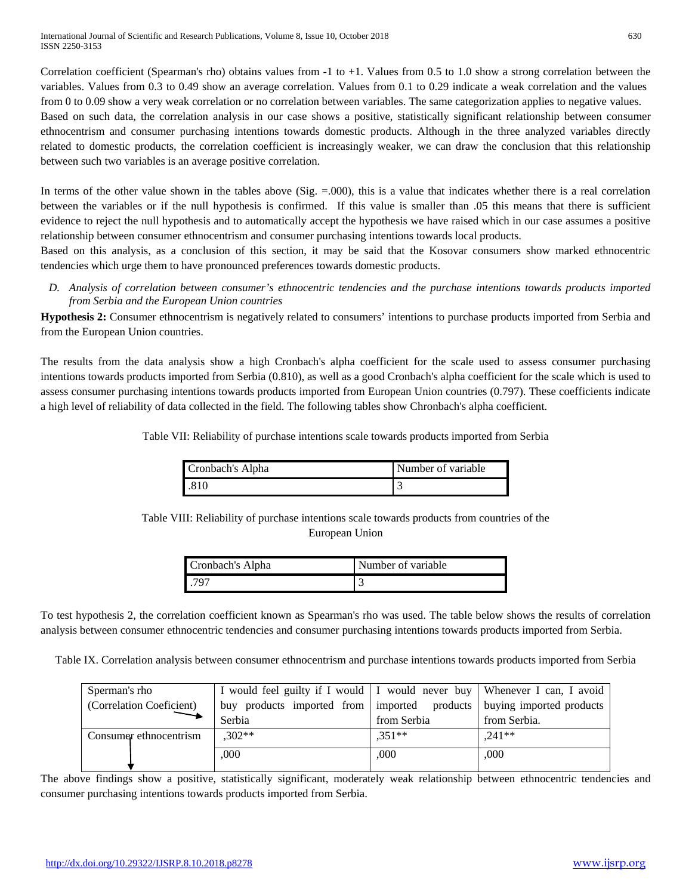Correlation coefficient (Spearman's rho) obtains values from -1 to +1. Values from 0.5 to 1.0 show a strong correlation between the variables. Values from 0.3 to 0.49 show an average correlation. Values from 0.1 to 0.29 indicate a weak correlation and the values from 0 to 0.09 show a very weak correlation or no correlation between variables. The same categorization applies to negative values.
Based on such data, the correlation analysis in our case shows a positive, statistically significant relationship between consumer ethnocentrism and consumer purchasing intentions towards domestic products. Although in the three analyzed variables directly related to domestic products, the correlation coefficient is increasingly weaker, we can draw the conclusion that this relationship between such two variables is an average positive correlation.

In terms of the other value shown in the tables above (Sig. =.000), this is a value that indicates whether there is a real correlation between the variables or if the null hypothesis is confirmed. If this value is smaller than .05 this means that there is sufficient evidence to reject the null hypothesis and to automatically accept the hypothesis we have raised which in our case assumes a positive relationship between consumer ethnocentrism and consumer purchasing intentions towards local products.
Based on this analysis, as a conclusion of this section, it may be said that the Kosovar consumers show marked ethnocentric tendencies which urge them to have pronounced preferences towards domestic products.

*D. Analysis of correlation between consumer's ethnocentric tendencies and the purchase intentions towards products imported from Serbia and the European Union countries*

**Hypothesis 2:** Consumer ethnocentrism is negatively related to consumers' intentions to purchase products imported from Serbia and from the European Union countries.

The results from the data analysis show a high Cronbach's alpha coefficient for the scale used to assess consumer purchasing intentions towards products imported from Serbia (0.810), as well as a good Cronbach's alpha coefficient for the scale which is used to assess consumer purchasing intentions towards products imported from European Union countries (0.797). These coefficients indicate a high level of reliability of data collected in the field. The following tables show Chronbach's alpha coefficient.

Table VII: Reliability of purchase intentions scale towards products imported from Serbia

| Cronbach's Alpha | Number of variable |
|---|---|
| .810 | 3 |

Table VIII: Reliability of purchase intentions scale towards products from countries of the European Union

| Cronbach's Alpha | Number of variable |
|---|---|
| .797 | 3 |

To test hypothesis 2, the correlation coefficient known as Spearman's rho was used. The table below shows the results of correlation analysis between consumer ethnocentric tendencies and consumer purchasing intentions towards products imported from Serbia.

Table IX. Correlation analysis between consumer ethnocentrism and purchase intentions towards products imported from Serbia

| Sperman's rho (Correlation Coeficient) → | I would feel guilty if I would buy products imported from Serbia | I would never buy imported products from Serbia | Whenever I can, I avoid buying imported products from Serbia. |
|---|---|---|---|
| Consumer ethnocentrism ↓ | ,302** | ,351** | ,241** |
| | ,000 | ,000 | ,000 |

The above findings show a positive, statistically significant, moderately weak relationship between ethnocentric tendencies and consumer purchasing intentions towards products imported from Serbia.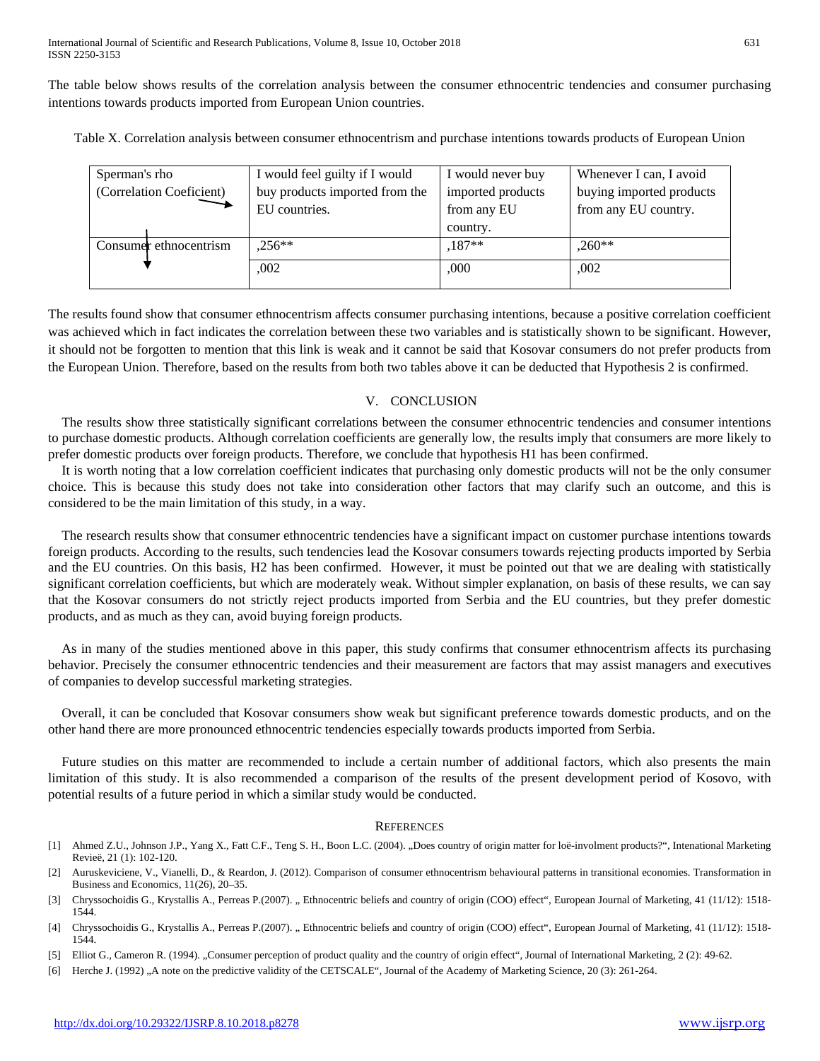The table below shows results of the correlation analysis between the consumer ethnocentric tendencies and consumer purchasing intentions towards products imported from European Union countries.

Table X. Correlation analysis between consumer ethnocentrism and purchase intentions towards products of European Union

| Sperman's rho (Correlation Coeficient) → | I would feel guilty if I would buy products imported from the EU countries. | I would never buy imported products from any EU country. | Whenever I can, I avoid buying imported products from any EU country. |
|---|---|---|---|
| Consumer ethnocentrism ↓ | ,256** | ,187** | ,260** |
| | ,002 | ,000 | ,002 |

The results found show that consumer ethnocentrism affects consumer purchasing intentions, because a positive correlation coefficient was achieved which in fact indicates the correlation between these two variables and is statistically shown to be significant. However, it should not be forgotten to mention that this link is weak and it cannot be said that Kosovar consumers do not prefer products from the European Union. Therefore, based on the results from both two tables above it can be deducted that Hypothesis 2 is confirmed.

## V. CONCLUSION

The results show three statistically significant correlations between the consumer ethnocentric tendencies and consumer intentions to purchase domestic products. Although correlation coefficients are generally low, the results imply that consumers are more likely to prefer domestic products over foreign products. Therefore, we conclude that hypothesis H1 has been confirmed.

It is worth noting that a low correlation coefficient indicates that purchasing only domestic products will not be the only consumer choice. This is because this study does not take into consideration other factors that may clarify such an outcome, and this is considered to be the main limitation of this study, in a way.

The research results show that consumer ethnocentric tendencies have a significant impact on customer purchase intentions towards foreign products. According to the results, such tendencies lead the Kosovar consumers towards rejecting products imported by Serbia and the EU countries. On this basis, H2 has been confirmed. However, it must be pointed out that we are dealing with statistically significant correlation coefficients, but which are moderately weak. Without simpler explanation, on basis of these results, we can say that the Kosovar consumers do not strictly reject products imported from Serbia and the EU countries, but they prefer domestic products, and as much as they can, avoid buying foreign products.

As in many of the studies mentioned above in this paper, this study confirms that consumer ethnocentrism affects its purchasing behavior. Precisely the consumer ethnocentric tendencies and their measurement are factors that may assist managers and executives of companies to develop successful marketing strategies.

Overall, it can be concluded that Kosovar consumers show weak but significant preference towards domestic products, and on the other hand there are more pronounced ethnocentric tendencies especially towards products imported from Serbia.

Future studies on this matter are recommended to include a certain number of additional factors, which also presents the main limitation of this study. It is also recommended a comparison of the results of the present development period of Kosovo, with potential results of a future period in which a similar study would be conducted.

## REFERENCES

[1] Ahmed Z.U., Johnson J.P., Yang X., Fatt C.F., Teng S. H., Boon L.C. (2004). „Does country of origin matter for loë-involment products?“, Intenational Marketing Revieë, 21 (1): 102-120.

[2] Auruskeviciene, V., Vianelli, D., & Reardon, J. (2012). Comparison of consumer ethnocentrism behavioural patterns in transitional economies. Transformation in Business and Economics, 11(26), 20–35.

[3] Chryssochoidis G., Krystallis A., Perreas P.(2007). „ Ethnocentric beliefs and country of origin (COO) effect“, European Journal of Marketing, 41 (11/12): 1518-1544.

[4] Chryssochoidis G., Krystallis A., Perreas P.(2007). „ Ethnocentric beliefs and country of origin (COO) effect“, European Journal of Marketing, 41 (11/12): 1518-1544.

[5] Elliot G., Cameron R. (1994). „Consumer perception of product quality and the country of origin effect“, Journal of International Marketing, 2 (2): 49-62.

[6] Herche J. (1992) „A note on the predictive validity of the CETSCALE“, Journal of the Academy of Marketing Science, 20 (3): 261-264.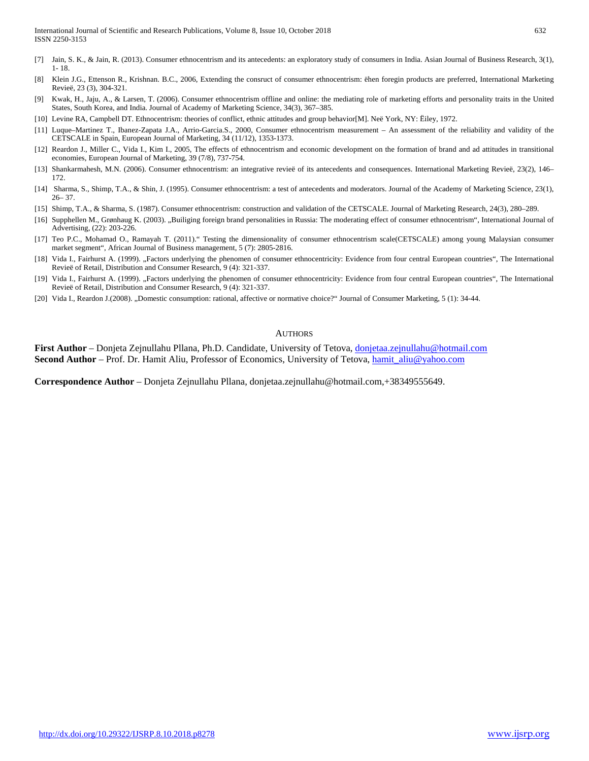[7] Jain, S. K., & Jain, R. (2013). Consumer ethnocentrism and its antecedents: an exploratory study of consumers in India. Asian Journal of Business Research, 3(1), 1- 18.

[8] Klein J.G., Ettenson R., Krishnan. B.C., 2006, Extending the consruct of consumer ethnocentrism: ëhen foregin products are preferred, International Marketing Revieë, 23 (3), 304-321.

[9] Kwak, H., Jaju, A., & Larsen, T. (2006). Consumer ethnocentrism offline and online: the mediating role of marketing efforts and personality traits in the United States, South Korea, and India. Journal of Academy of Marketing Science, 34(3), 367–385.

[10] Levine RA, Campbell DT. Ethnocentrism: theories of conflict, ethnic attitudes and group behavior[M]. Neë York, NY: Ëiley, 1972.

[11] Luque–Martinez T., Ibanez-Zapata J.A., Arrio-Garcia.S., 2000, Consumer ethnocentrism measurement – An assessment of the reliability and validity of the CETSCALE in Spain, European Journal of Marketing, 34 (11/12), 1353-1373.

[12] Reardon J., Miller C., Vida I., Kim I., 2005, The effects of ethnocentrism and economic development on the formation of brand and ad attitudes in transitional economies, European Journal of Marketing, 39 (7/8), 737-754.

[13] Shankarmahesh, M.N. (2006). Consumer ethnocentrism: an integrative revieë of its antecedents and consequences. International Marketing Revieë, 23(2), 146–172.

[14] Sharma, S., Shimp, T.A., & Shin, J. (1995). Consumer ethnocentrism: a test of antecedents and moderators. Journal of the Academy of Marketing Science, 23(1), 26– 37.

[15] Shimp, T.A., & Sharma, S. (1987). Consumer ethnocentrism: construction and validation of the CETSCALE. Journal of Marketing Research, 24(3), 280–289.

[16] Supphellen M., Grønhaug K. (2003). „Builiging foreign brand personalities in Russia: The moderating effect of consumer ethnocentrism", International Journal of Advertising, (22): 203-226.

[17] Teo P.C., Mohamad O., Ramayah T. (2011)." Testing the dimensionality of consumer ethnocentrism scale(CETSCALE) among young Malaysian consumer market segment", African Journal of Business management, 5 (7): 2805-2816.

[18] Vida I., Fairhurst A. (1999). „Factors underlying the phenomen of consumer ethnocentricity: Evidence from four central European countries", The International Revieë of Retail, Distribution and Consumer Research, 9 (4): 321-337.

[19] Vida I., Fairhurst A. (1999). „Factors underlying the phenomen of consumer ethnocentricity: Evidence from four central European countries", The International Revieë of Retail, Distribution and Consumer Research, 9 (4): 321-337.

[20] Vida I., Reardon J.(2008). „Domestic consumption: rational, affective or normative choice?" Journal of Consumer Marketing, 5 (1): 34-44.

## AUTHORS

**First Author** – Donjeta Zejnullahu Pllana, Ph.D. Candidate, University of Tetova, donjetaa.zejnullahu@hotmail.com

**Second Author** – Prof. Dr. Hamit Aliu, Professor of Economics, University of Tetova, hamit_aliu@yahoo.com

**Correspondence Author** – Donjeta Zejnullahu Pllana, donjetaa.zejnullahu@hotmail.com,+38349555649.